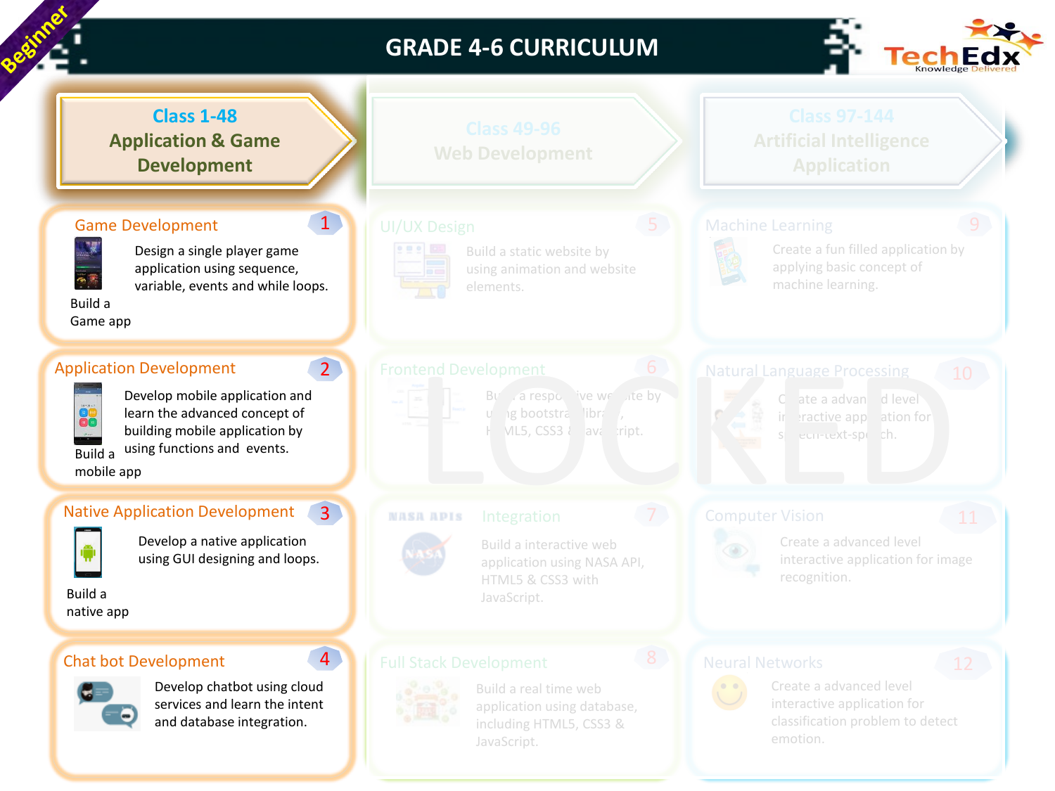Beginner

# GRADE 4-6 CURRICULUM

TechEdx Knowledge Delivered

## Class 1-48 Application & Game Development

### Game Development (1)

Design a single player game application using sequence, variable, events and while loops.

Build a Game app

### Application Development (2)

Develop mobile application and learn the advanced concept of building mobile application by using functions and events.

Build a mobile app

### Native Application Development (3)

Develop a native application using GUI designing and loops.

Build a native app

### Chat bot Development (4)

Develop chatbot using cloud services and learn the intent and database integration.

## Class 49-96 Web Development

### UI/UX Design (5)

Build a static website by using animation and website elements.

### Frontend Development (6)

Build a responsive website by using bootstrap library, HTML5, CSS3 & JavaScript.

### NASA APIS Integration (7)

Build a interactive web application using NASA API, HTML5 & CSS3 with JavaScript.

### Full Stack Development (8)

Build a real time web application using database, including HTML5, CSS3 & JavaScript.

## Class 97-144 Artificial Intelligence Application

### Machine Learning (9)

Create a fun filled application by applying basic concept of machine learning.

### Natural Language Processing (10)

Create a advanced level interactive application for speech-text-speech.

### Computer Vision (11)

Create a advanced level interactive application for image recognition.

### Neural Networks (12)

Create a advanced level interactive application for classification problem to detect emotion.

LOCKED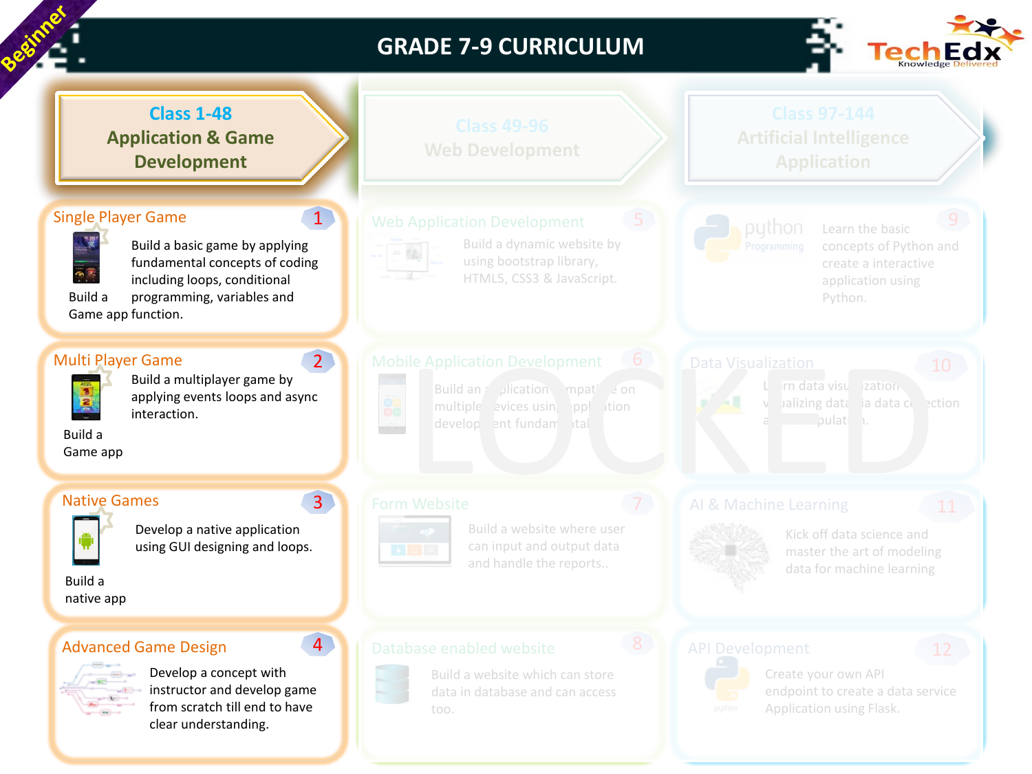Beginner

# GRADE 7-9 CURRICULUM

TechEdx
Knowledge Delivered

## Class 1-48
## Application & Game Development

### Single Player Game — 1

Build a basic game by applying fundamental concepts of coding including loops, conditional programming, variables and function.

Build a Game app

### Multi Player Game — 2

Build a multiplayer game by applying events loops and async interaction.

Build a Game app

### Native Games — 3

Develop a native application using GUI designing and loops.

Build a native app

### Advanced Game Design — 4

Develop a concept with instructor and develop game from scratch till end to have clear understanding.

## Class 49-96
## Web Development

### Web Application Development — 5

Build a dynamic website by using bootstrap library, HTML5, CSS3 & JavaScript.

### Mobile Application Development — 6

Build an application compatible on multiple devices using application development fundamentals.

### Form Website — 7

Build a website where user can input and output data and handle the reports..

### Database enabled website — 8

Build a website which can store data in database and can access too.

## Class 97-144
## Artificial Intelligence Application

### python Programming — 9

Learn the basic concepts of Python and create a interactive application using Python.

### Data Visualization — 10

Learn data visualization visualizing data via data collection and manipulation.

### AI & Machine Learning — 11

Kick off data science and master the art of modeling data for machine learning

### API Development — 12

Create your own API endpoint to create a data service Application using Flask.

LOCKED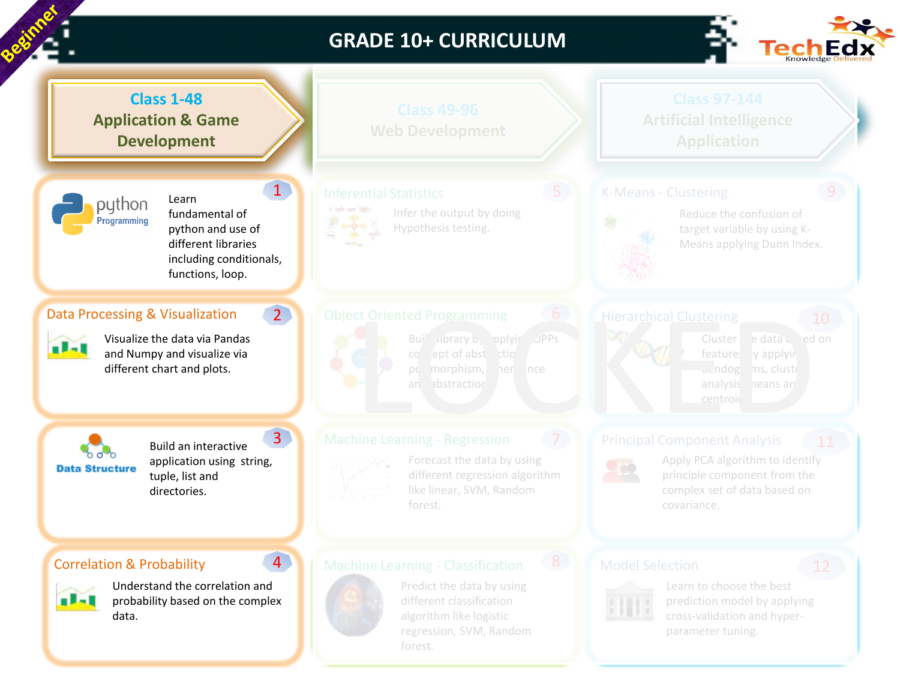Beginner

# GRADE 10+ CURRICULUM

TechEdx
Knowledge Delivered

## Class 1-48
## Application & Game Development

### 1
python Programming

Learn fundamental of python and use of different libraries including conditionals, functions, loop.

### Data Processing & Visualization 2

Visualize the data via Pandas and Numpy and visualize via different chart and plots.

### 3
Data Structure

Build an interactive application using string, tuple, list and directories.

### Correlation & Probability 4

Understand the correlation and probability based on the complex data.

## Class 49-96
## Web Development

### Inferential Statistics 5

Infer the output by doing Hypothesis testing.

### Object Oriented Programming 6

Build library by applying OPPs concept of abstraction, polymorphism, inheritance and abstraction

### Machine Learning - Regression 7

Forecast the data by using different regression algorithm like linear, SVM, Random forest.

### Machine Learning - Classification 8

Predict the data by using different classification algorithm like logistic regression, SVM, Random forest.

## Class 97-144
## Artificial Intelligence Application

### K-Means - Clustering 9

Reduce the confusion of target variable by using K-Means applying Dunn Index.

### Hierarchical Clustering 10

Cluster the data based on features by applying dendograms, cluster analysis, means and centroid

### Principal Component Analysis 11

Apply PCA algorithm to identify principle component from the complex set of data based on covariance.

### Model Selection 12

Learn to choose the best prediction model by applying cross-validation and hyper-parameter tuning.

LOCKED